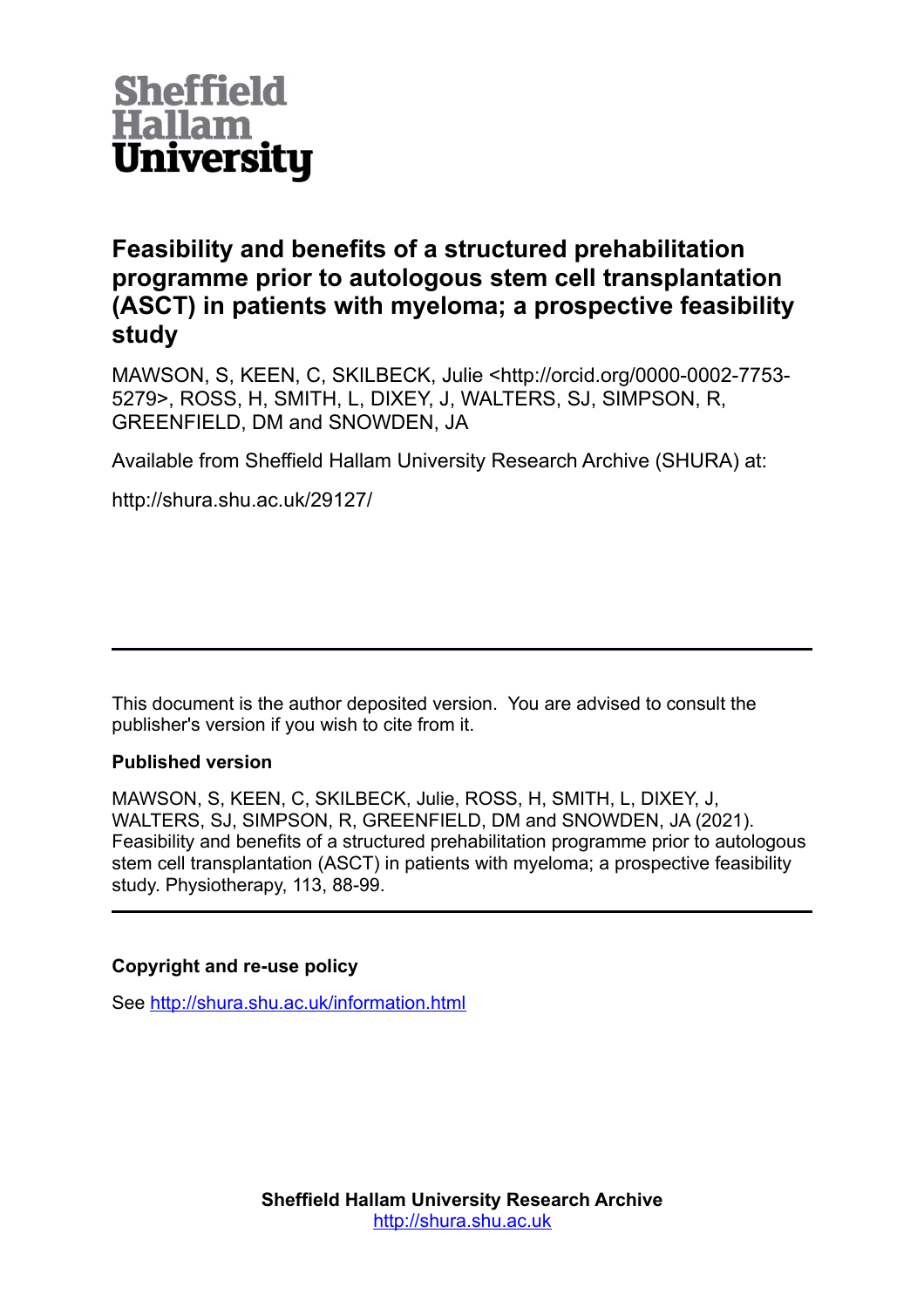Sheffield Hallam University

# Feasibility and benefits of a structured prehabilitation programme prior to autologous stem cell transplantation (ASCT) in patients with myeloma; a prospective feasibility study

MAWSON, S, KEEN, C, SKILBECK, Julie <http://orcid.org/0000-0002-7753-5279>, ROSS, H, SMITH, L, DIXEY, J, WALTERS, SJ, SIMPSON, R, GREENFIELD, DM and SNOWDEN, JA

Available from Sheffield Hallam University Research Archive (SHURA) at:

http://shura.shu.ac.uk/29127/

---

This document is the author deposited version. You are advised to consult the publisher's version if you wish to cite from it.

**Published version**

MAWSON, S, KEEN, C, SKILBECK, Julie, ROSS, H, SMITH, L, DIXEY, J, WALTERS, SJ, SIMPSON, R, GREENFIELD, DM and SNOWDEN, JA (2021). Feasibility and benefits of a structured prehabilitation programme prior to autologous stem cell transplantation (ASCT) in patients with myeloma; a prospective feasibility study. Physiotherapy, 113, 88-99.

---

**Copyright and re-use policy**

See http://shura.shu.ac.uk/information.html

**Sheffield Hallam University Research Archive**
http://shura.shu.ac.uk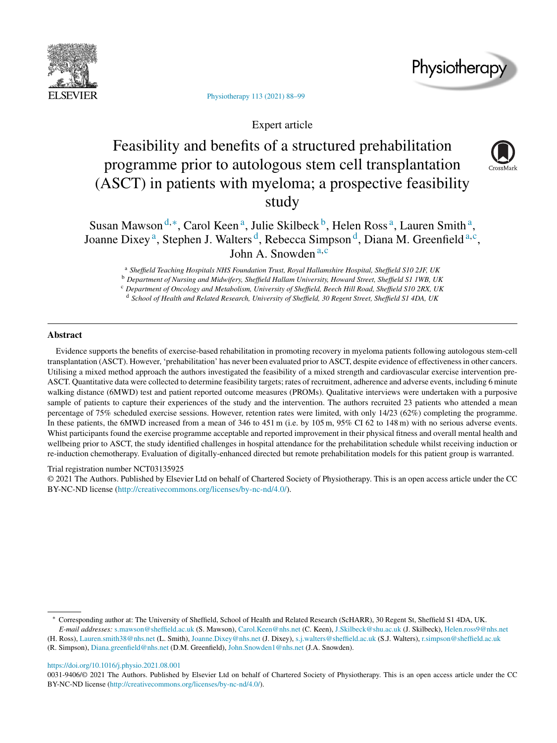Expert article

# Feasibility and benefits of a structured prehabilitation programme prior to autologous stem cell transplantation (ASCT) in patients with myeloma; a prospective feasibility study

Susan Mawson[d,*], Carol Keen[a], Julie Skilbeck[b], Helen Ross[a], Lauren Smith[a], Joanne Dixey[a], Stephen J. Walters[d], Rebecca Simpson[d], Diana M. Greenfield[a,c], John A. Snowden[a,c]

[a] *Sheffield Teaching Hospitals NHS Foundation Trust, Royal Hallamshire Hospital, Sheffield S10 2JF, UK*
[b] *Department of Nursing and Midwifery, Sheffield Hallam University, Howard Street, Sheffield S1 1WB, UK*
[c] *Department of Oncology and Metabolism, University of Sheffield, Beech Hill Road, Sheffield S10 2RX, UK*
[d] *School of Health and Related Research, University of Sheffield, 30 Regent Street, Sheffield S1 4DA, UK*

## Abstract

Evidence supports the benefits of exercise-based rehabilitation in promoting recovery in myeloma patients following autologous stem-cell transplantation (ASCT). However, 'prehabilitation' has never been evaluated prior to ASCT, despite evidence of effectiveness in other cancers. Utilising a mixed method approach the authors investigated the feasibility of a mixed strength and cardiovascular exercise intervention pre-ASCT. Quantitative data were collected to determine feasibility targets; rates of recruitment, adherence and adverse events, including 6 minute walking distance (6MWD) test and patient reported outcome measures (PROMs). Qualitative interviews were undertaken with a purposive sample of patients to capture their experiences of the study and the intervention. The authors recruited 23 patients who attended a mean percentage of 75% scheduled exercise sessions. However, retention rates were limited, with only 14/23 (62%) completing the programme. In these patients, the 6MWD increased from a mean of 346 to 451 m (i.e. by 105 m, 95% CI 62 to 148 m) with no serious adverse events. Whist participants found the exercise programme acceptable and reported improvement in their physical fitness and overall mental health and wellbeing prior to ASCT, the study identified challenges in hospital attendance for the prehabilitation schedule whilst receiving induction or re-induction chemotherapy. Evaluation of digitally-enhanced directed but remote prehabilitation models for this patient group is warranted.

Trial registration number NCT03135925

© 2021 The Authors. Published by Elsevier Ltd on behalf of Chartered Society of Physiotherapy. This is an open access article under the CC BY-NC-ND license (http://creativecommons.org/licenses/by-nc-nd/4.0/).

---

* Corresponding author at: The University of Sheffield, School of Health and Related Research (ScHARR), 30 Regent St, Sheffield S1 4DA, UK.
*E-mail addresses:* s.mawson@sheffield.ac.uk (S. Mawson), Carol.Keen@nhs.net (C. Keen), J.Skilbeck@shu.ac.uk (J. Skilbeck), Helen.ross9@nhs.net (H. Ross), Lauren.smith38@nhs.net (L. Smith), Joanne.Dixey@nhs.net (J. Dixey), s.j.walters@sheffield.ac.uk (S.J. Walters), r.simpson@sheffield.ac.uk (R. Simpson), Diana.greenfield@nhs.net (D.M. Greenfield), John.Snowden1@nhs.net (J.A. Snowden).

https://doi.org/10.1016/j.physio.2021.08.001

0031-9406/© 2021 The Authors. Published by Elsevier Ltd on behalf of Chartered Society of Physiotherapy. This is an open access article under the CC BY-NC-ND license (http://creativecommons.org/licenses/by-nc-nd/4.0/).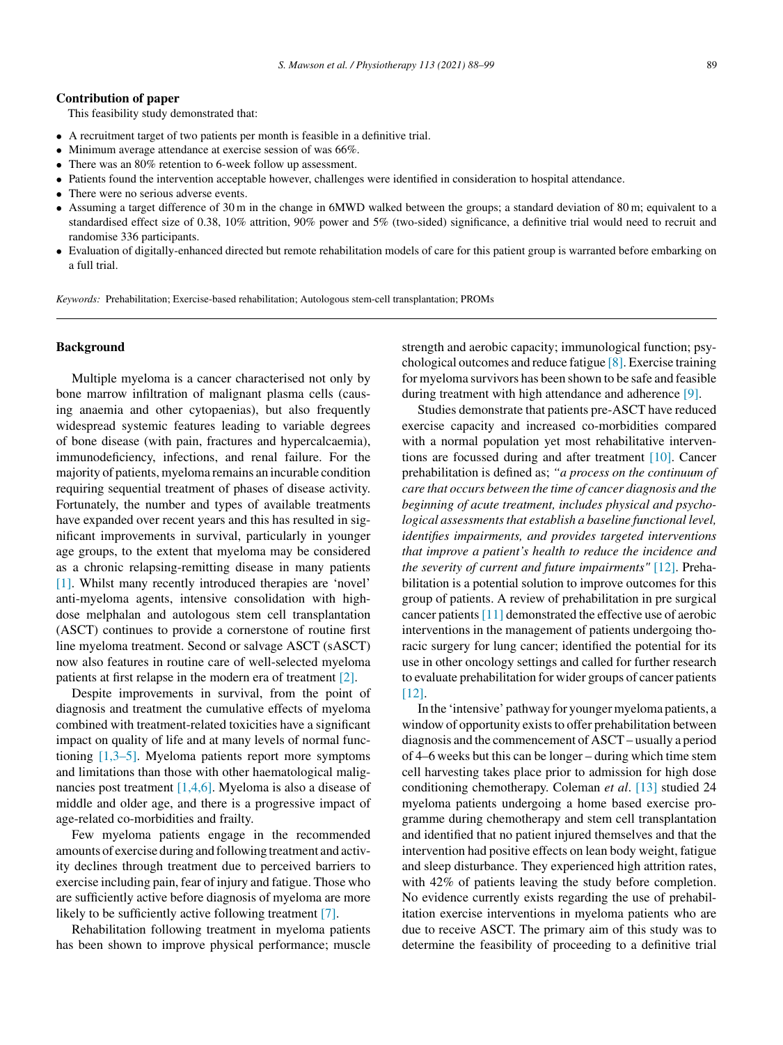## Contribution of paper

This feasibility study demonstrated that:

- A recruitment target of two patients per month is feasible in a definitive trial.
- Minimum average attendance at exercise session of was 66%.
- There was an 80% retention to 6-week follow up assessment.
- Patients found the intervention acceptable however, challenges were identified in consideration to hospital attendance.
- There were no serious adverse events.
- Assuming a target difference of 30 m in the change in 6MWD walked between the groups; a standard deviation of 80 m; equivalent to a standardised effect size of 0.38, 10% attrition, 90% power and 5% (two-sided) significance, a definitive trial would need to recruit and randomise 336 participants.
- Evaluation of digitally-enhanced directed but remote rehabilitation models of care for this patient group is warranted before embarking on a full trial.

*Keywords:* Prehabilitation; Exercise-based rehabilitation; Autologous stem-cell transplantation; PROMs

## Background

Multiple myeloma is a cancer characterised not only by bone marrow infiltration of malignant plasma cells (causing anaemia and other cytopaenias), but also frequently widespread systemic features leading to variable degrees of bone disease (with pain, fractures and hypercalcaemia), immunodeficiency, infections, and renal failure. For the majority of patients, myeloma remains an incurable condition requiring sequential treatment of phases of disease activity. Fortunately, the number and types of available treatments have expanded over recent years and this has resulted in significant improvements in survival, particularly in younger age groups, to the extent that myeloma may be considered as a chronic relapsing-remitting disease in many patients [1]. Whilst many recently introduced therapies are 'novel' anti-myeloma agents, intensive consolidation with high-dose melphalan and autologous stem cell transplantation (ASCT) continues to provide a cornerstone of routine first line myeloma treatment. Second or salvage ASCT (sASCT) now also features in routine care of well-selected myeloma patients at first relapse in the modern era of treatment [2].

Despite improvements in survival, from the point of diagnosis and treatment the cumulative effects of myeloma combined with treatment-related toxicities have a significant impact on quality of life and at many levels of normal functioning [1,3–5]. Myeloma patients report more symptoms and limitations than those with other haematological malignancies post treatment [1,4,6]. Myeloma is also a disease of middle and older age, and there is a progressive impact of age-related co-morbidities and frailty.

Few myeloma patients engage in the recommended amounts of exercise during and following treatment and activity declines through treatment due to perceived barriers to exercise including pain, fear of injury and fatigue. Those who are sufficiently active before diagnosis of myeloma are more likely to be sufficiently active following treatment [7].

Rehabilitation following treatment in myeloma patients has been shown to improve physical performance; muscle strength and aerobic capacity; immunological function; psychological outcomes and reduce fatigue [8]. Exercise training for myeloma survivors has been shown to be safe and feasible during treatment with high attendance and adherence [9].

Studies demonstrate that patients pre-ASCT have reduced exercise capacity and increased co-morbidities compared with a normal population yet most rehabilitative interventions are focussed during and after treatment [10]. Cancer prehabilitation is defined as; *"a process on the continuum of care that occurs between the time of cancer diagnosis and the beginning of acute treatment, includes physical and psychological assessments that establish a baseline functional level, identifies impairments, and provides targeted interventions that improve a patient's health to reduce the incidence and the severity of current and future impairments"* [12]. Prehabilitation is a potential solution to improve outcomes for this group of patients. A review of prehabilitation in pre surgical cancer patients [11] demonstrated the effective use of aerobic interventions in the management of patients undergoing thoracic surgery for lung cancer; identified the potential for its use in other oncology settings and called for further research to evaluate prehabilitation for wider groups of cancer patients [12].

In the 'intensive' pathway for younger myeloma patients, a window of opportunity exists to offer prehabilitation between diagnosis and the commencement of ASCT – usually a period of 4–6 weeks but this can be longer – during which time stem cell harvesting takes place prior to admission for high dose conditioning chemotherapy. Coleman *et al*. [13] studied 24 myeloma patients undergoing a home based exercise programme during chemotherapy and stem cell transplantation and identified that no patient injured themselves and that the intervention had positive effects on lean body weight, fatigue and sleep disturbance. They experienced high attrition rates, with 42% of patients leaving the study before completion. No evidence currently exists regarding the use of prehabilitation exercise interventions in myeloma patients who are due to receive ASCT. The primary aim of this study was to determine the feasibility of proceeding to a definitive trial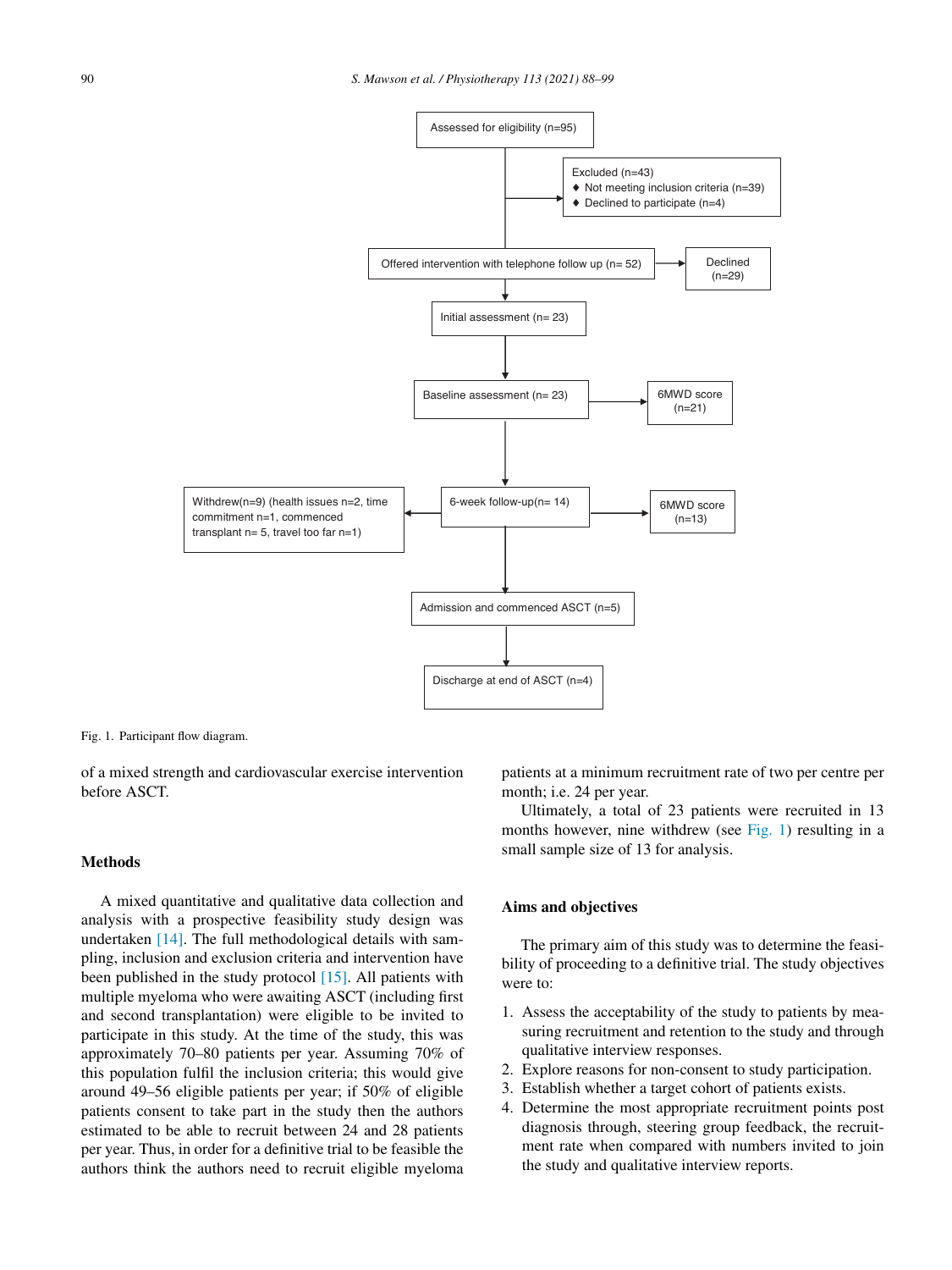Assessed for eligibility (n=95)

Excluded (n=43)
- Not meeting inclusion criteria (n=39)
- Declined to participate (n=4)

Offered intervention with telephone follow up (n= 52)

Declined (n=29)

Initial assessment (n= 23)

Baseline assessment (n= 23)

6MWD score (n=21)

6-week follow-up(n= 14)

Withdrew(n=9) (health issues n=2, time commitment n=1, commenced transplant n= 5, travel too far n=1)

6MWD score (n=13)

Admission and commenced ASCT (n=5)

Discharge at end of ASCT (n=4)

Fig. 1. Participant flow diagram.

of a mixed strength and cardiovascular exercise intervention before ASCT.

## Methods

A mixed quantitative and qualitative data collection and analysis with a prospective feasibility study design was undertaken [14]. The full methodological details with sampling, inclusion and exclusion criteria and intervention have been published in the study protocol [15]. All patients with multiple myeloma who were awaiting ASCT (including first and second transplantation) were eligible to be invited to participate in this study. At the time of the study, this was approximately 70–80 patients per year. Assuming 70% of this population fulfil the inclusion criteria; this would give around 49–56 eligible patients per year; if 50% of eligible patients consent to take part in the study then the authors estimated to be able to recruit between 24 and 28 patients per year. Thus, in order for a definitive trial to be feasible the authors think the authors need to recruit eligible myeloma patients at a minimum recruitment rate of two per centre per month; i.e. 24 per year.

Ultimately, a total of 23 patients were recruited in 13 months however, nine withdrew (see Fig. 1) resulting in a small sample size of 13 for analysis.

## Aims and objectives

The primary aim of this study was to determine the feasibility of proceeding to a definitive trial. The study objectives were to:

1. Assess the acceptability of the study to patients by measuring recruitment and retention to the study and through qualitative interview responses.
2. Explore reasons for non-consent to study participation.
3. Establish whether a target cohort of patients exists.
4. Determine the most appropriate recruitment points post diagnosis through, steering group feedback, the recruitment rate when compared with numbers invited to join the study and qualitative interview reports.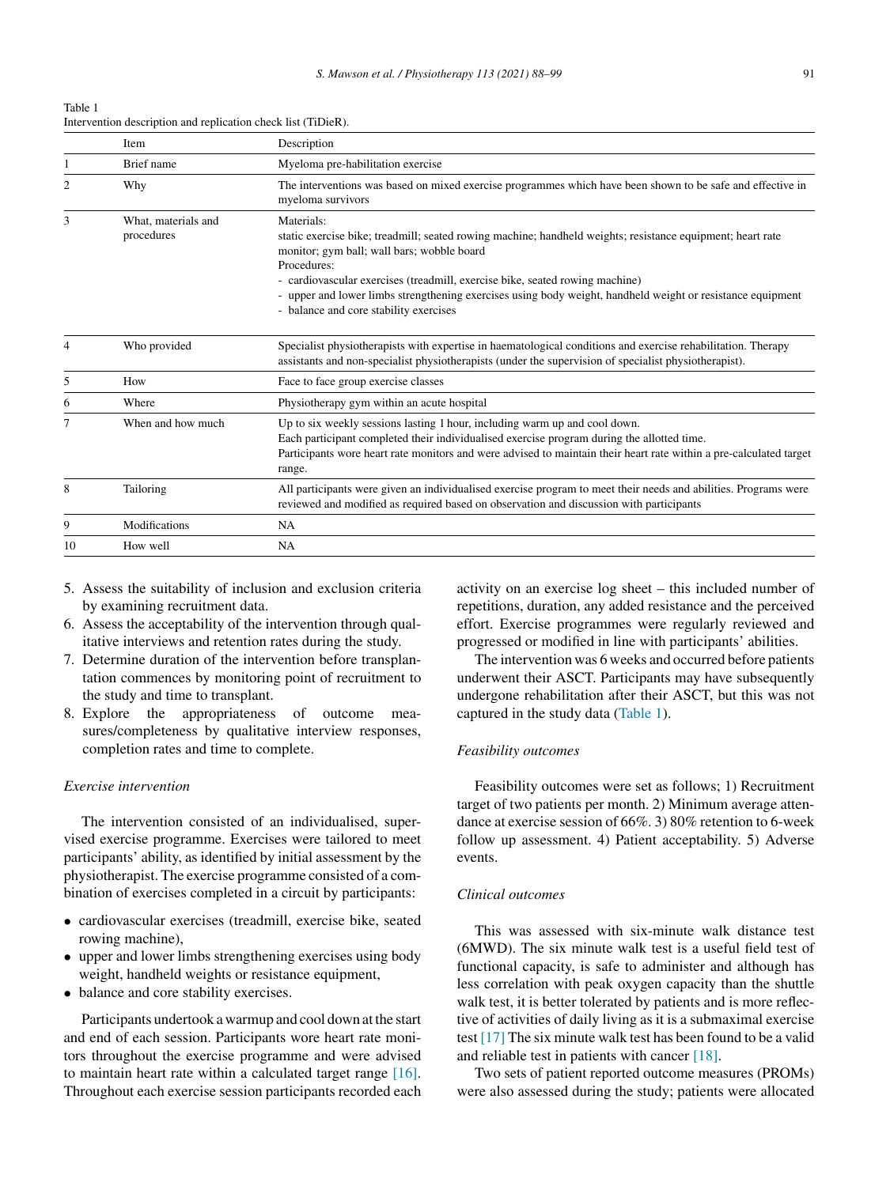Table 1
Intervention description and replication check list (TiDieR).

| | Item | Description |
|---|---|---|
| 1 | Brief name | Myeloma pre-habilitation exercise |
| 2 | Why | The interventions was based on mixed exercise programmes which have been shown to be safe and effective in myeloma survivors |
| 3 | What, materials and procedures | Materials:<br>static exercise bike; treadmill; seated rowing machine; handheld weights; resistance equipment; heart rate monitor; gym ball; wall bars; wobble board<br>Procedures:<br>- cardiovascular exercises (treadmill, exercise bike, seated rowing machine)<br>- upper and lower limbs strengthening exercises using body weight, handheld weight or resistance equipment<br>- balance and core stability exercises |
| 4 | Who provided | Specialist physiotherapists with expertise in haematological conditions and exercise rehabilitation. Therapy assistants and non-specialist physiotherapists (under the supervision of specialist physiotherapist). |
| 5 | How | Face to face group exercise classes |
| 6 | Where | Physiotherapy gym within an acute hospital |
| 7 | When and how much | Up to six weekly sessions lasting 1 hour, including warm up and cool down.<br>Each participant completed their individualised exercise program during the allotted time.<br>Participants wore heart rate monitors and were advised to maintain their heart rate within a pre-calculated target range. |
| 8 | Tailoring | All participants were given an individualised exercise program to meet their needs and abilities. Programs were reviewed and modified as required based on observation and discussion with participants |
| 9 | Modifications | NA |
| 10 | How well | NA |

5. Assess the suitability of inclusion and exclusion criteria by examining recruitment data.
6. Assess the acceptability of the intervention through qualitative interviews and retention rates during the study.
7. Determine duration of the intervention before transplantation commences by monitoring point of recruitment to the study and time to transplant.
8. Explore the appropriateness of outcome measures/completeness by qualitative interview responses, completion rates and time to complete.

*Exercise intervention*

The intervention consisted of an individualised, supervised exercise programme. Exercises were tailored to meet participants' ability, as identified by initial assessment by the physiotherapist. The exercise programme consisted of a combination of exercises completed in a circuit by participants:

- cardiovascular exercises (treadmill, exercise bike, seated rowing machine),
- upper and lower limbs strengthening exercises using body weight, handheld weights or resistance equipment,
- balance and core stability exercises.

Participants undertook a warmup and cool down at the start and end of each session. Participants wore heart rate monitors throughout the exercise programme and were advised to maintain heart rate within a calculated target range [16]. Throughout each exercise session participants recorded each activity on an exercise log sheet – this included number of repetitions, duration, any added resistance and the perceived effort. Exercise programmes were regularly reviewed and progressed or modified in line with participants' abilities.

The intervention was 6 weeks and occurred before patients underwent their ASCT. Participants may have subsequently undergone rehabilitation after their ASCT, but this was not captured in the study data (Table 1).

*Feasibility outcomes*

Feasibility outcomes were set as follows; 1) Recruitment target of two patients per month. 2) Minimum average attendance at exercise session of 66%. 3) 80% retention to 6-week follow up assessment. 4) Patient acceptability. 5) Adverse events.

*Clinical outcomes*

This was assessed with six-minute walk distance test (6MWD). The six minute walk test is a useful field test of functional capacity, is safe to administer and although has less correlation with peak oxygen capacity than the shuttle walk test, it is better tolerated by patients and is more reflective of activities of daily living as it is a submaximal exercise test [17] The six minute walk test has been found to be a valid and reliable test in patients with cancer [18].

Two sets of patient reported outcome measures (PROMs) were also assessed during the study; patients were allocated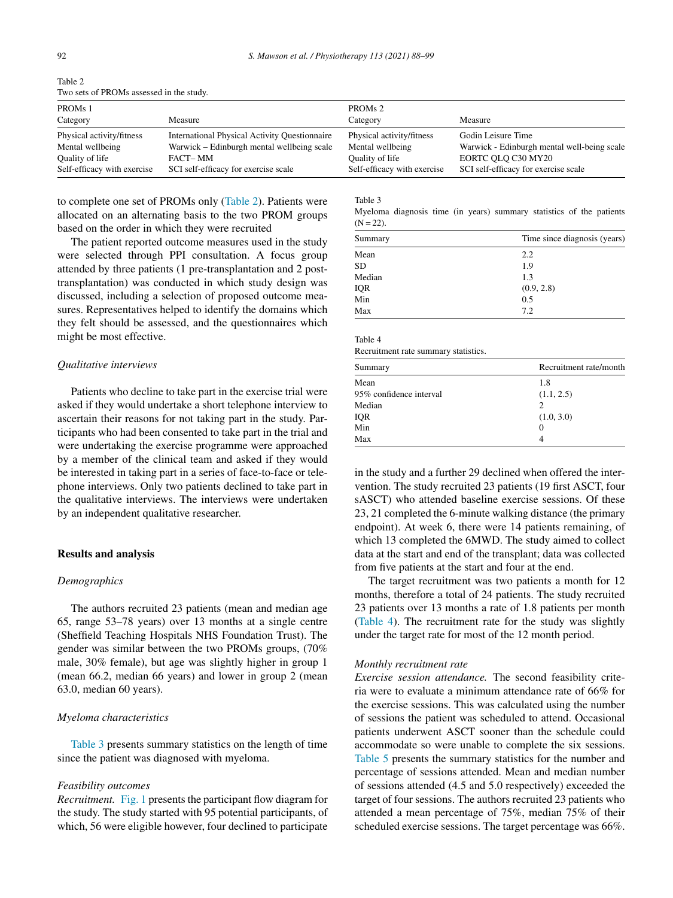Table 2
Two sets of PROMs assessed in the study.

| PROMs 1 Category | Measure | PROMs 2 Category | Measure |
|---|---|---|---|
| Physical activity/fitness | International Physical Activity Questionnaire | Physical activity/fitness | Godin Leisure Time |
| Mental wellbeing | Warwick – Edinburgh mental wellbeing scale | Mental wellbeing | Warwick - Edinburgh mental well-being scale |
| Quality of life | FACT– MM | Quality of life | EORTC QLQ C30 MY20 |
| Self-efficacy with exercise | SCI self-efficacy for exercise scale | Self-efficacy with exercise | SCI self-efficacy for exercise scale |

to complete one set of PROMs only (Table 2). Patients were allocated on an alternating basis to the two PROM groups based on the order in which they were recruited

The patient reported outcome measures used in the study were selected through PPI consultation. A focus group attended by three patients (1 pre-transplantation and 2 post-transplantation) was conducted in which study design was discussed, including a selection of proposed outcome measures. Representatives helped to identify the domains which they felt should be assessed, and the questionnaires which might be most effective.

*Qualitative interviews*

Patients who decline to take part in the exercise trial were asked if they would undertake a short telephone interview to ascertain their reasons for not taking part in the study. Participants who had been consented to take part in the trial and were undertaking the exercise programme were approached by a member of the clinical team and asked if they would be interested in taking part in a series of face-to-face or telephone interviews. Only two patients declined to take part in the qualitative interviews. The interviews were undertaken by an independent qualitative researcher.

## Results and analysis

*Demographics*

The authors recruited 23 patients (mean and median age 65, range 53–78 years) over 13 months at a single centre (Sheffield Teaching Hospitals NHS Foundation Trust). The gender was similar between the two PROMs groups, (70% male, 30% female), but age was slightly higher in group 1 (mean 66.2, median 66 years) and lower in group 2 (mean 63.0, median 60 years).

*Myeloma characteristics*

Table 3 presents summary statistics on the length of time since the patient was diagnosed with myeloma.

Table 3
Myeloma diagnosis time (in years) summary statistics of the patients (N = 22).

| Summary | Time since diagnosis (years) |
|---|---|
| Mean | 2.2 |
| SD | 1.9 |
| Median | 1.3 |
| IQR | (0.9, 2.8) |
| Min | 0.5 |
| Max | 7.2 |

*Feasibility outcomes*

*Recruitment.* Fig. 1 presents the participant flow diagram for the study. The study started with 95 potential participants, of which, 56 were eligible however, four declined to participate in the study and a further 29 declined when offered the intervention. The study recruited 23 patients (19 first ASCT, four sASCT) who attended baseline exercise sessions. Of these 23, 21 completed the 6-minute walking distance (the primary endpoint). At week 6, there were 14 patients remaining, of which 13 completed the 6MWD. The study aimed to collect data at the start and end of the transplant; data was collected from five patients at the start and four at the end.

Table 4
Recruitment rate summary statistics.

| Summary | Recruitment rate/month |
|---|---|
| Mean | 1.8 |
| 95% confidence interval | (1.1, 2.5) |
| Median | 2 |
| IQR | (1.0, 3.0) |
| Min | 0 |
| Max | 4 |

The target recruitment was two patients a month for 12 months, therefore a total of 24 patients. The study recruited 23 patients over 13 months a rate of 1.8 patients per month (Table 4). The recruitment rate for the study was slightly under the target rate for most of the 12 month period.

*Monthly recruitment rate*

*Exercise session attendance.* The second feasibility criteria were to evaluate a minimum attendance rate of 66% for the exercise sessions. This was calculated using the number of sessions the patient was scheduled to attend. Occasional patients underwent ASCT sooner than the schedule could accommodate so were unable to complete the six sessions. Table 5 presents the summary statistics for the number and percentage of sessions attended. Mean and median number of sessions attended (4.5 and 5.0 respectively) exceeded the target of four sessions. The authors recruited 23 patients who attended a mean percentage of 75%, median 75% of their scheduled exercise sessions. The target percentage was 66%.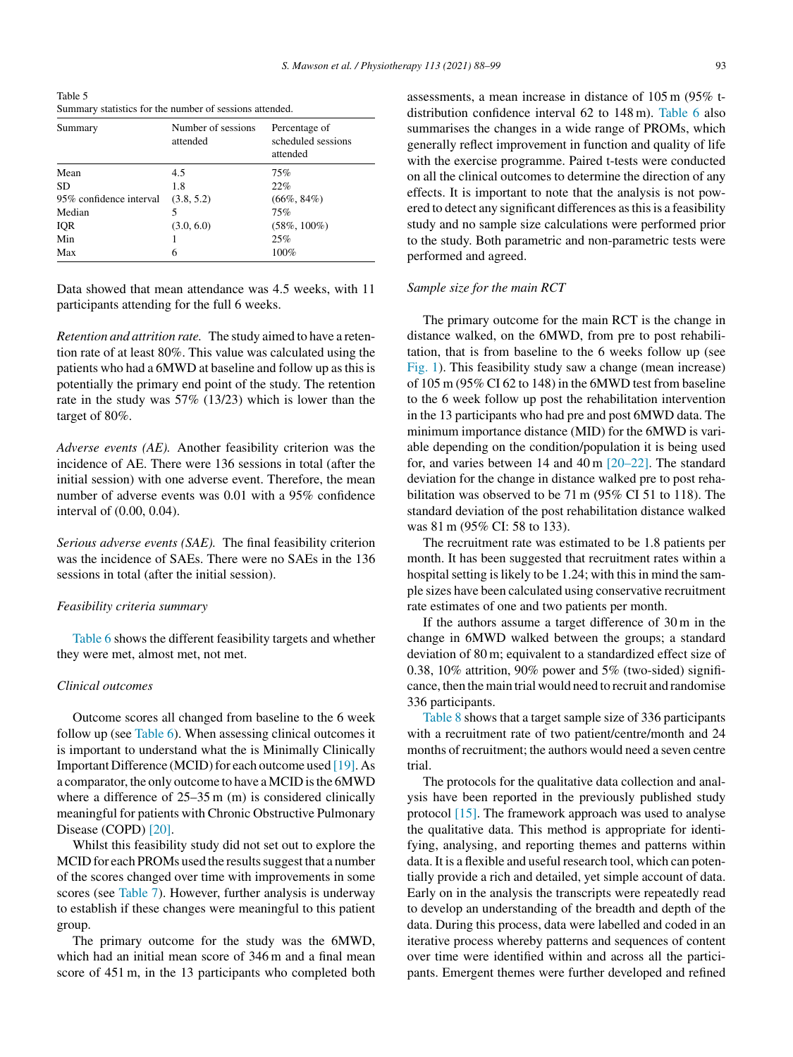Table 5
Summary statistics for the number of sessions attended.

| Summary | Number of sessions attended | Percentage of scheduled sessions attended |
|---|---|---|
| Mean | 4.5 | 75% |
| SD | 1.8 | 22% |
| 95% confidence interval | (3.8, 5.2) | (66%, 84%) |
| Median | 5 | 75% |
| IQR | (3.0, 6.0) | (58%, 100%) |
| Min | 1 | 25% |
| Max | 6 | 100% |

Data showed that mean attendance was 4.5 weeks, with 11 participants attending for the full 6 weeks.

*Retention and attrition rate.* The study aimed to have a retention rate of at least 80%. This value was calculated using the patients who had a 6MWD at baseline and follow up as this is potentially the primary end point of the study. The retention rate in the study was 57% (13/23) which is lower than the target of 80%.

*Adverse events (AE).* Another feasibility criterion was the incidence of AE. There were 136 sessions in total (after the initial session) with one adverse event. Therefore, the mean number of adverse events was 0.01 with a 95% confidence interval of (0.00, 0.04).

*Serious adverse events (SAE).* The final feasibility criterion was the incidence of SAEs. There were no SAEs in the 136 sessions in total (after the initial session).

### *Feasibility criteria summary*

Table 6 shows the different feasibility targets and whether they were met, almost met, not met.

### *Clinical outcomes*

Outcome scores all changed from baseline to the 6 week follow up (see Table 6). When assessing clinical outcomes it is important to understand what the is Minimally Clinically Important Difference (MCID) for each outcome used [19]. As a comparator, the only outcome to have a MCID is the 6MWD where a difference of 25–35 m (m) is considered clinically meaningful for patients with Chronic Obstructive Pulmonary Disease (COPD) [20].

Whilst this feasibility study did not set out to explore the MCID for each PROMs used the results suggest that a number of the scores changed over time with improvements in some scores (see Table 7). However, further analysis is underway to establish if these changes were meaningful to this patient group.

The primary outcome for the study was the 6MWD, which had an initial mean score of 346 m and a final mean score of 451 m, in the 13 participants who completed both assessments, a mean increase in distance of 105 m (95% t-distribution confidence interval 62 to 148 m). Table 6 also summarises the changes in a wide range of PROMs, which generally reflect improvement in function and quality of life with the exercise programme. Paired t-tests were conducted on all the clinical outcomes to determine the direction of any effects. It is important to note that the analysis is not powered to detect any significant differences as this is a feasibility study and no sample size calculations were performed prior to the study. Both parametric and non-parametric tests were performed and agreed.

### *Sample size for the main RCT*

The primary outcome for the main RCT is the change in distance walked, on the 6MWD, from pre to post rehabilitation, that is from baseline to the 6 weeks follow up (see Fig. 1). This feasibility study saw a change (mean increase) of 105 m (95% CI 62 to 148) in the 6MWD test from baseline to the 6 week follow up post the rehabilitation intervention in the 13 participants who had pre and post 6MWD data. The minimum importance distance (MID) for the 6MWD is variable depending on the condition/population it is being used for, and varies between 14 and 40 m [20–22]. The standard deviation for the change in distance walked pre to post rehabilitation was observed to be 71 m (95% CI 51 to 118). The standard deviation of the post rehabilitation distance walked was 81 m (95% CI: 58 to 133).

The recruitment rate was estimated to be 1.8 patients per month. It has been suggested that recruitment rates within a hospital setting is likely to be 1.24; with this in mind the sample sizes have been calculated using conservative recruitment rate estimates of one and two patients per month.

If the authors assume a target difference of 30 m in the change in 6MWD walked between the groups; a standard deviation of 80 m; equivalent to a standardized effect size of 0.38, 10% attrition, 90% power and 5% (two-sided) significance, then the main trial would need to recruit and randomise 336 participants.

Table 8 shows that a target sample size of 336 participants with a recruitment rate of two patient/centre/month and 24 months of recruitment; the authors would need a seven centre trial.

The protocols for the qualitative data collection and analysis have been reported in the previously published study protocol [15]. The framework approach was used to analyse the qualitative data. This method is appropriate for identifying, analysing, and reporting themes and patterns within data. It is a flexible and useful research tool, which can potentially provide a rich and detailed, yet simple account of data. Early on in the analysis the transcripts were repeatedly read to develop an understanding of the breadth and depth of the data. During this process, data were labelled and coded in an iterative process whereby patterns and sequences of content over time were identified within and across all the participants. Emergent themes were further developed and refined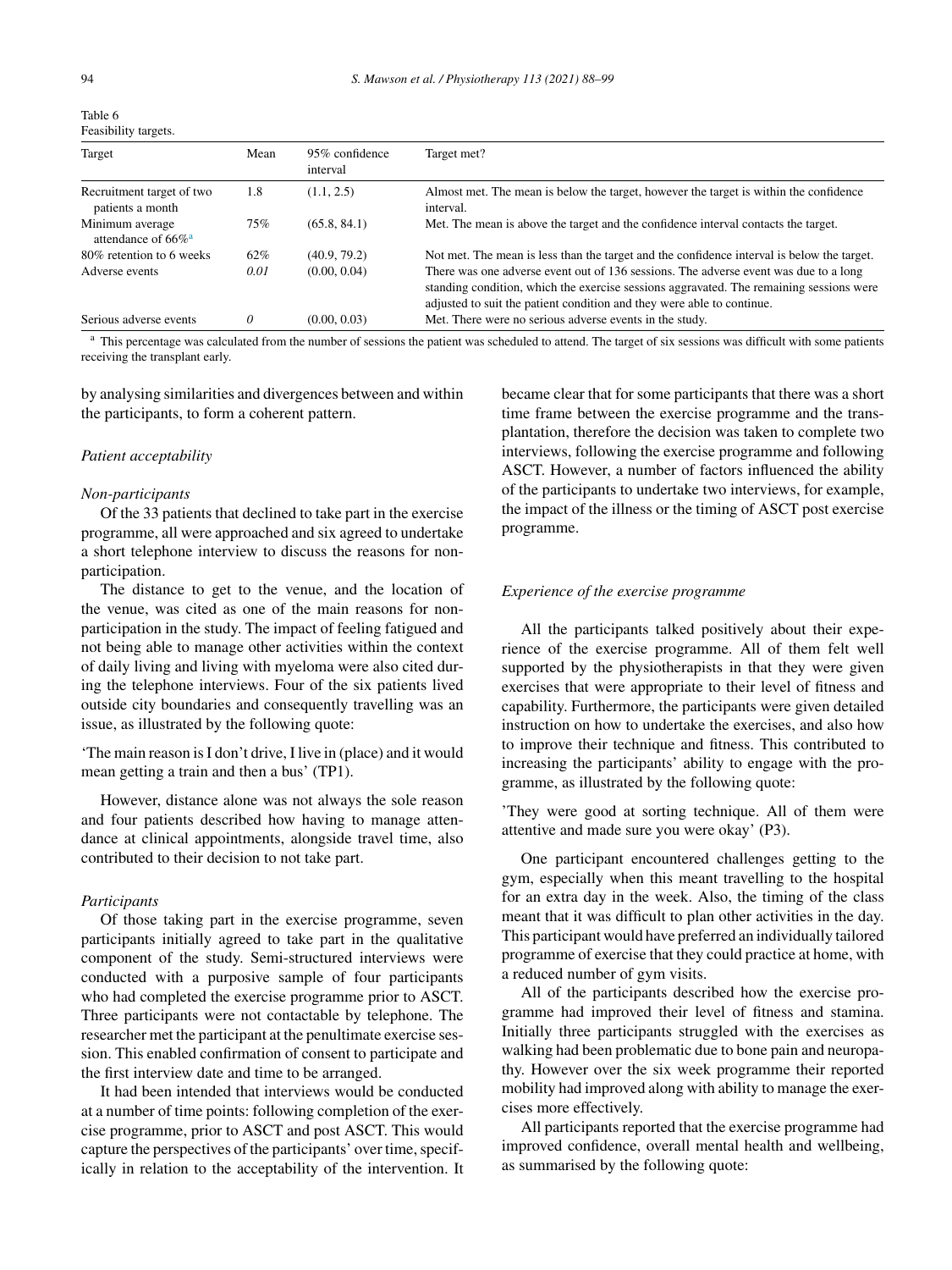Table 6
Feasibility targets.

| Target | Mean | 95% confidence interval | Target met? |
|---|---|---|---|
| Recruitment target of two patients a month | 1.8 | (1.1, 2.5) | Almost met. The mean is below the target, however the target is within the confidence interval. |
| Minimum average attendance of 66%[a] | 75% | (65.8, 84.1) | Met. The mean is above the target and the confidence interval contacts the target. |
| 80% retention to 6 weeks | 62% | (40.9, 79.2) | Not met. The mean is less than the target and the confidence interval is below the target. |
| Adverse events | *0.01* | (0.00, 0.04) | There was one adverse event out of 136 sessions. The adverse event was due to a long standing condition, which the exercise sessions aggravated. The remaining sessions were adjusted to suit the patient condition and they were able to continue. |
| Serious adverse events | *0* | (0.00, 0.03) | Met. There were no serious adverse events in the study. |

[a] This percentage was calculated from the number of sessions the patient was scheduled to attend. The target of six sessions was difficult with some patients receiving the transplant early.

by analysing similarities and divergences between and within the participants, to form a coherent pattern.

*Patient acceptability*

*Non-participants*

Of the 33 patients that declined to take part in the exercise programme, all were approached and six agreed to undertake a short telephone interview to discuss the reasons for non-participation.

The distance to get to the venue, and the location of the venue, was cited as one of the main reasons for non-participation in the study. The impact of feeling fatigued and not being able to manage other activities within the context of daily living and living with myeloma were also cited during the telephone interviews. Four of the six patients lived outside city boundaries and consequently travelling was an issue, as illustrated by the following quote:

'The main reason is I don't drive, I live in (place) and it would mean getting a train and then a bus' (TP1).

However, distance alone was not always the sole reason and four patients described how having to manage attendance at clinical appointments, alongside travel time, also contributed to their decision to not take part.

*Participants*

Of those taking part in the exercise programme, seven participants initially agreed to take part in the qualitative component of the study. Semi-structured interviews were conducted with a purposive sample of four participants who had completed the exercise programme prior to ASCT. Three participants were not contactable by telephone. The researcher met the participant at the penultimate exercise session. This enabled confirmation of consent to participate and the first interview date and time to be arranged.

It had been intended that interviews would be conducted at a number of time points: following completion of the exercise programme, prior to ASCT and post ASCT. This would capture the perspectives of the participants' over time, specifically in relation to the acceptability of the intervention. It became clear that for some participants that there was a short time frame between the exercise programme and the transplantation, therefore the decision was taken to complete two interviews, following the exercise programme and following ASCT. However, a number of factors influenced the ability of the participants to undertake two interviews, for example, the impact of the illness or the timing of ASCT post exercise programme.

*Experience of the exercise programme*

All the participants talked positively about their experience of the exercise programme. All of them felt well supported by the physiotherapists in that they were given exercises that were appropriate to their level of fitness and capability. Furthermore, the participants were given detailed instruction on how to undertake the exercises, and also how to improve their technique and fitness. This contributed to increasing the participants' ability to engage with the programme, as illustrated by the following quote:

'They were good at sorting technique. All of them were attentive and made sure you were okay' (P3).

One participant encountered challenges getting to the gym, especially when this meant travelling to the hospital for an extra day in the week. Also, the timing of the class meant that it was difficult to plan other activities in the day. This participant would have preferred an individually tailored programme of exercise that they could practice at home, with a reduced number of gym visits.

All of the participants described how the exercise programme had improved their level of fitness and stamina. Initially three participants struggled with the exercises as walking had been problematic due to bone pain and neuropathy. However over the six week programme their reported mobility had improved along with ability to manage the exercises more effectively.

All participants reported that the exercise programme had improved confidence, overall mental health and wellbeing, as summarised by the following quote: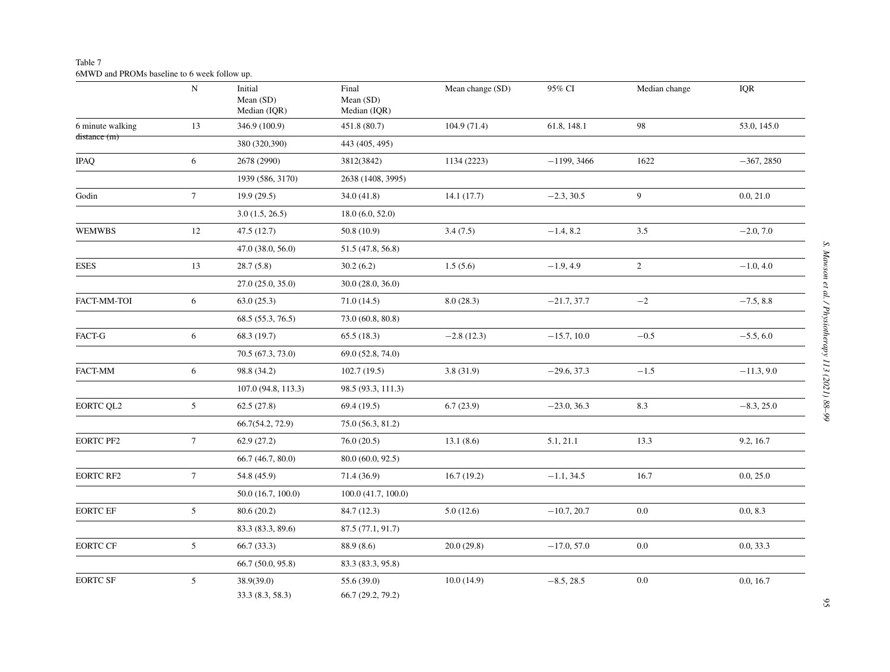Table 7
6MWD and PROMs baseline to 6 week follow up.

| | N | Initial Mean (SD) Median (IQR) | Final Mean (SD) Median (IQR) | Mean change (SD) | 95% CI | Median change | IQR |
|---|---|---|---|---|---|---|---|
| 6 minute walking distance (m) | 13 | 346.9 (100.9) | 451.8 (80.7) | 104.9 (71.4) | 61.8, 148.1 | 98 | 53.0, 145.0 |
| | | 380 (320,390) | 443 (405, 495) | | | | |
| IPAQ | 6 | 2678 (2990) | 3812(3842) | 1134 (2223) | −1199, 3466 | 1622 | −367, 2850 |
| | | 1939 (586, 3170) | 2638 (1408, 3995) | | | | |
| Godin | 7 | 19.9 (29.5) | 34.0 (41.8) | 14.1 (17.7) | −2.3, 30.5 | 9 | 0.0, 21.0 |
| | | 3.0 (1.5, 26.5) | 18.0 (6.0, 52.0) | | | | |
| WEMWBS | 12 | 47.5 (12.7) | 50.8 (10.9) | 3.4 (7.5) | −1.4, 8.2 | 3.5 | −2.0, 7.0 |
| | | 47.0 (38.0, 56.0) | 51.5 (47.8, 56.8) | | | | |
| ESES | 13 | 28.7 (5.8) | 30.2 (6.2) | 1.5 (5.6) | −1.9, 4.9 | 2 | −1.0, 4.0 |
| | | 27.0 (25.0, 35.0) | 30.0 (28.0, 36.0) | | | | |
| FACT-MM-TOI | 6 | 63.0 (25.3) | 71.0 (14.5) | 8.0 (28.3) | −21.7, 37.7 | −2 | −7.5, 8.8 |
| | | 68.5 (55.3, 76.5) | 73.0 (60.8, 80.8) | | | | |
| FACT-G | 6 | 68.3 (19.7) | 65.5 (18.3) | −2.8 (12.3) | −15.7, 10.0 | −0.5 | −5.5, 6.0 |
| | | 70.5 (67.3, 73.0) | 69.0 (52.8, 74.0) | | | | |
| FACT-MM | 6 | 98.8 (34.2) | 102.7 (19.5) | 3.8 (31.9) | −29.6, 37.3 | −1.5 | −11.3, 9.0 |
| | | 107.0 (94.8, 113.3) | 98.5 (93.3, 111.3) | | | | |
| EORTC QL2 | 5 | 62.5 (27.8) | 69.4 (19.5) | 6.7 (23.9) | −23.0, 36.3 | 8.3 | −8.3, 25.0 |
| | | 66.7(54.2, 72.9) | 75.0 (56.3, 81.2) | | | | |
| EORTC PF2 | 7 | 62.9 (27.2) | 76.0 (20.5) | 13.1 (8.6) | 5.1, 21.1 | 13.3 | 9.2, 16.7 |
| | | 66.7 (46.7, 80.0) | 80.0 (60.0, 92.5) | | | | |
| EORTC RF2 | 7 | 54.8 (45.9) | 71.4 (36.9) | 16.7 (19.2) | −1.1, 34.5 | 16.7 | 0.0, 25.0 |
| | | 50.0 (16.7, 100.0) | 100.0 (41.7, 100.0) | | | | |
| EORTC EF | 5 | 80.6 (20.2) | 84.7 (12.3) | 5.0 (12.6) | −10.7, 20.7 | 0.0 | 0.0, 8.3 |
| | | 83.3 (83.3, 89.6) | 87.5 (77.1, 91.7) | | | | |
| EORTC CF | 5 | 66.7 (33.3) | 88.9 (8.6) | 20.0 (29.8) | −17.0, 57.0 | 0.0 | 0.0, 33.3 |
| | | 66.7 (50.0, 95.8) | 83.3 (83.3, 95.8) | | | | |
| EORTC SF | 5 | 38.9(39.0) | 55.6 (39.0) | 10.0 (14.9) | −8.5, 28.5 | 0.0 | 0.0, 16.7 |
| | | 33.3 (8.3, 58.3) | 66.7 (29.2, 79.2) | | | | |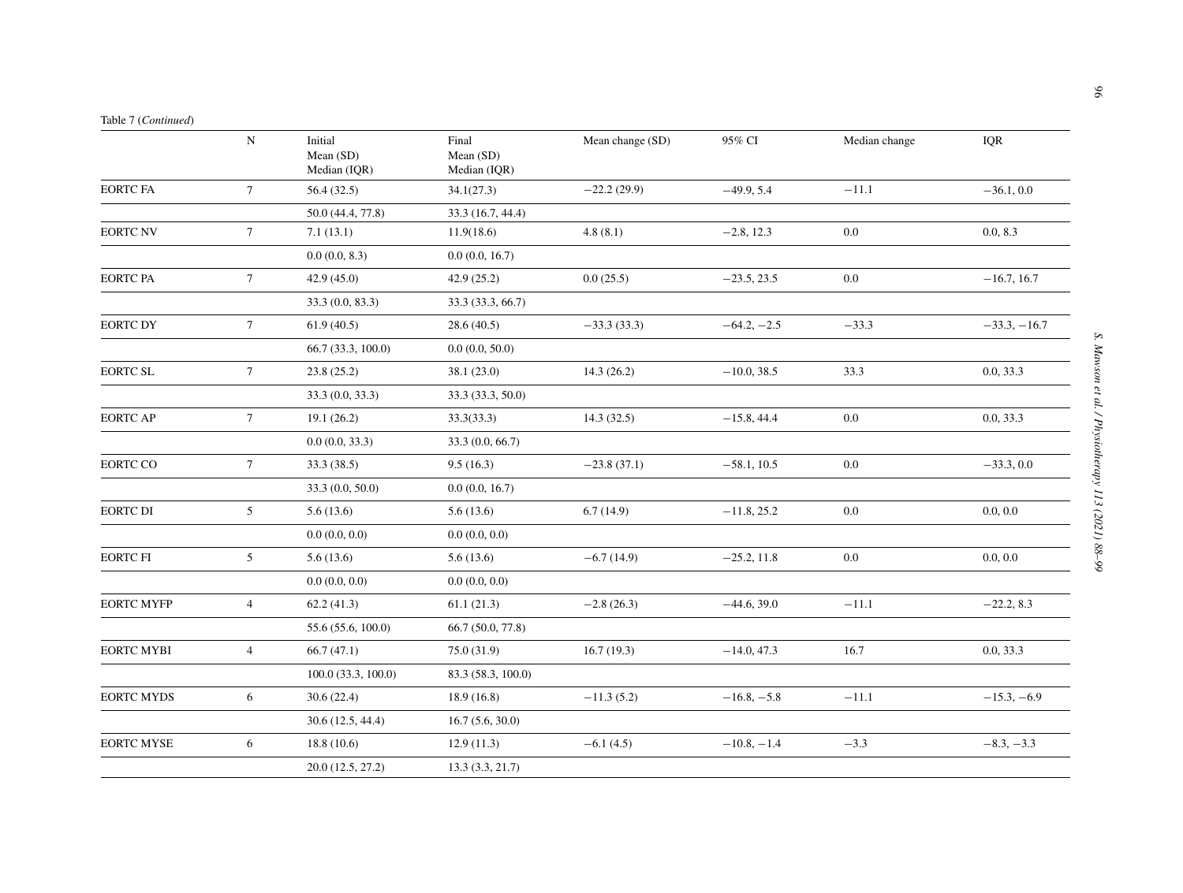Table 7 (*Continued*)

| | N | Initial Mean (SD) Median (IQR) | Final Mean (SD) Median (IQR) | Mean change (SD) | 95% CI | Median change | IQR |
|---|---|---|---|---|---|---|---|
| EORTC FA | 7 | 56.4 (32.5) | 34.1(27.3) | −22.2 (29.9) | −49.9, 5.4 | −11.1 | −36.1, 0.0 |
| | | 50.0 (44.4, 77.8) | 33.3 (16.7, 44.4) | | | | |
| EORTC NV | 7 | 7.1 (13.1) | 11.9(18.6) | 4.8 (8.1) | −2.8, 12.3 | 0.0 | 0.0, 8.3 |
| | | 0.0 (0.0, 8.3) | 0.0 (0.0, 16.7) | | | | |
| EORTC PA | 7 | 42.9 (45.0) | 42.9 (25.2) | 0.0 (25.5) | −23.5, 23.5 | 0.0 | −16.7, 16.7 |
| | | 33.3 (0.0, 83.3) | 33.3 (33.3, 66.7) | | | | |
| EORTC DY | 7 | 61.9 (40.5) | 28.6 (40.5) | −33.3 (33.3) | −64.2, −2.5 | −33.3 | −33.3, −16.7 |
| | | 66.7 (33.3, 100.0) | 0.0 (0.0, 50.0) | | | | |
| EORTC SL | 7 | 23.8 (25.2) | 38.1 (23.0) | 14.3 (26.2) | −10.0, 38.5 | 33.3 | 0.0, 33.3 |
| | | 33.3 (0.0, 33.3) | 33.3 (33.3, 50.0) | | | | |
| EORTC AP | 7 | 19.1 (26.2) | 33.3(33.3) | 14.3 (32.5) | −15.8, 44.4 | 0.0 | 0.0, 33.3 |
| | | 0.0 (0.0, 33.3) | 33.3 (0.0, 66.7) | | | | |
| EORTC CO | 7 | 33.3 (38.5) | 9.5 (16.3) | −23.8 (37.1) | −58.1, 10.5 | 0.0 | −33.3, 0.0 |
| | | 33.3 (0.0, 50.0) | 0.0 (0.0, 16.7) | | | | |
| EORTC DI | 5 | 5.6 (13.6) | 5.6 (13.6) | 6.7 (14.9) | −11.8, 25.2 | 0.0 | 0.0, 0.0 |
| | | 0.0 (0.0, 0.0) | 0.0 (0.0, 0.0) | | | | |
| EORTC FI | 5 | 5.6 (13.6) | 5.6 (13.6) | −6.7 (14.9) | −25.2, 11.8 | 0.0 | 0.0, 0.0 |
| | | 0.0 (0.0, 0.0) | 0.0 (0.0, 0.0) | | | | |
| EORTC MYFP | 4 | 62.2 (41.3) | 61.1 (21.3) | −2.8 (26.3) | −44.6, 39.0 | −11.1 | −22.2, 8.3 |
| | | 55.6 (55.6, 100.0) | 66.7 (50.0, 77.8) | | | | |
| EORTC MYBI | 4 | 66.7 (47.1) | 75.0 (31.9) | 16.7 (19.3) | −14.0, 47.3 | 16.7 | 0.0, 33.3 |
| | | 100.0 (33.3, 100.0) | 83.3 (58.3, 100.0) | | | | |
| EORTC MYDS | 6 | 30.6 (22.4) | 18.9 (16.8) | −11.3 (5.2) | −16.8, −5.8 | −11.1 | −15.3, −6.9 |
| | | 30.6 (12.5, 44.4) | 16.7 (5.6, 30.0) | | | | |
| EORTC MYSE | 6 | 18.8 (10.6) | 12.9 (11.3) | −6.1 (4.5) | −10.8, −1.4 | −3.3 | −8.3, −3.3 |
| | | 20.0 (12.5, 27.2) | 13.3 (3.3, 21.7) | | | | |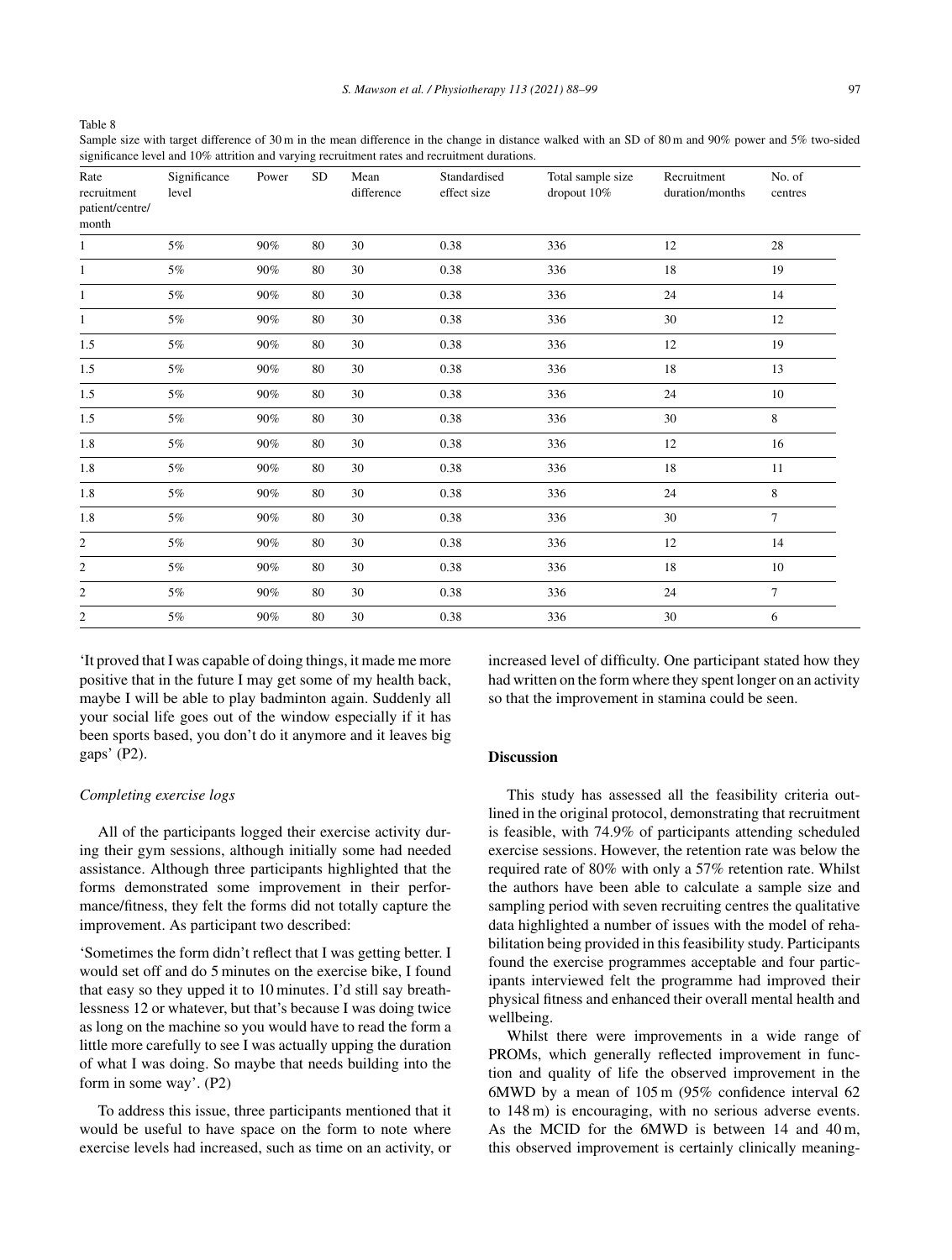Table 8

Sample size with target difference of 30 m in the mean difference in the change in distance walked with an SD of 80 m and 90% power and 5% two-sided significance level and 10% attrition and varying recruitment rates and recruitment durations.

| Rate recruitment patient/centre/ month | Significance level | Power | SD | Mean difference | Standardised effect size | Total sample size dropout 10% | Recruitment duration/months | No. of centres |
|---|---|---|---|---|---|---|---|---|
| 1 | 5% | 90% | 80 | 30 | 0.38 | 336 | 12 | 28 |
| 1 | 5% | 90% | 80 | 30 | 0.38 | 336 | 18 | 19 |
| 1 | 5% | 90% | 80 | 30 | 0.38 | 336 | 24 | 14 |
| 1 | 5% | 90% | 80 | 30 | 0.38 | 336 | 30 | 12 |
| 1.5 | 5% | 90% | 80 | 30 | 0.38 | 336 | 12 | 19 |
| 1.5 | 5% | 90% | 80 | 30 | 0.38 | 336 | 18 | 13 |
| 1.5 | 5% | 90% | 80 | 30 | 0.38 | 336 | 24 | 10 |
| 1.5 | 5% | 90% | 80 | 30 | 0.38 | 336 | 30 | 8 |
| 1.8 | 5% | 90% | 80 | 30 | 0.38 | 336 | 12 | 16 |
| 1.8 | 5% | 90% | 80 | 30 | 0.38 | 336 | 18 | 11 |
| 1.8 | 5% | 90% | 80 | 30 | 0.38 | 336 | 24 | 8 |
| 1.8 | 5% | 90% | 80 | 30 | 0.38 | 336 | 30 | 7 |
| 2 | 5% | 90% | 80 | 30 | 0.38 | 336 | 12 | 14 |
| 2 | 5% | 90% | 80 | 30 | 0.38 | 336 | 18 | 10 |
| 2 | 5% | 90% | 80 | 30 | 0.38 | 336 | 24 | 7 |
| 2 | 5% | 90% | 80 | 30 | 0.38 | 336 | 30 | 6 |

'It proved that I was capable of doing things, it made me more positive that in the future I may get some of my health back, maybe I will be able to play badminton again. Suddenly all your social life goes out of the window especially if it has been sports based, you don't do it anymore and it leaves big gaps' (P2).

### *Completing exercise logs*

All of the participants logged their exercise activity during their gym sessions, although initially some had needed assistance. Although three participants highlighted that the forms demonstrated some improvement in their performance/fitness, they felt the forms did not totally capture the improvement. As participant two described:

'Sometimes the form didn't reflect that I was getting better. I would set off and do 5 minutes on the exercise bike, I found that easy so they upped it to 10 minutes. I'd still say breathlessness 12 or whatever, but that's because I was doing twice as long on the machine so you would have to read the form a little more carefully to see I was actually upping the duration of what I was doing. So maybe that needs building into the form in some way'. (P2)

To address this issue, three participants mentioned that it would be useful to have space on the form to note where exercise levels had increased, such as time on an activity, or increased level of difficulty. One participant stated how they had written on the form where they spent longer on an activity so that the improvement in stamina could be seen.

## Discussion

This study has assessed all the feasibility criteria outlined in the original protocol, demonstrating that recruitment is feasible, with 74.9% of participants attending scheduled exercise sessions. However, the retention rate was below the required rate of 80% with only a 57% retention rate. Whilst the authors have been able to calculate a sample size and sampling period with seven recruiting centres the qualitative data highlighted a number of issues with the model of rehabilitation being provided in this feasibility study. Participants found the exercise programmes acceptable and four participants interviewed felt the programme had improved their physical fitness and enhanced their overall mental health and wellbeing.

Whilst there were improvements in a wide range of PROMs, which generally reflected improvement in function and quality of life the observed improvement in the 6MWD by a mean of 105 m (95% confidence interval 62 to 148 m) is encouraging, with no serious adverse events. As the MCID for the 6MWD is between 14 and 40 m, this observed improvement is certainly clinically meaning-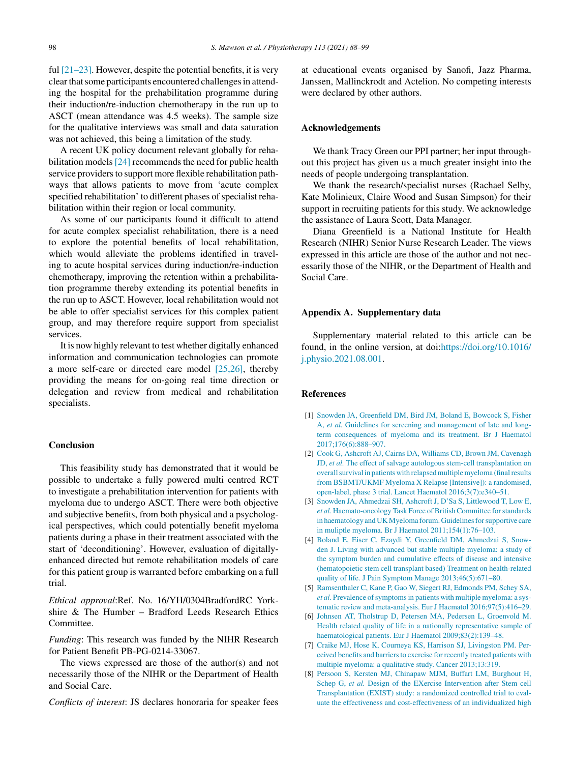ful [21–23]. However, despite the potential benefits, it is very clear that some participants encountered challenges in attending the hospital for the prehabilitation programme during their induction/re-induction chemotherapy in the run up to ASCT (mean attendance was 4.5 weeks). The sample size for the qualitative interviews was small and data saturation was not achieved, this being a limitation of the study.

A recent UK policy document relevant globally for rehabilitation models [24] recommends the need for public health service providers to support more flexible rehabilitation pathways that allows patients to move from 'acute complex specified rehabilitation' to different phases of specialist rehabilitation within their region or local community.

As some of our participants found it difficult to attend for acute complex specialist rehabilitation, there is a need to explore the potential benefits of local rehabilitation, which would alleviate the problems identified in traveling to acute hospital services during induction/re-induction chemotherapy, improving the retention within a prehabilitation programme thereby extending its potential benefits in the run up to ASCT. However, local rehabilitation would not be able to offer specialist services for this complex patient group, and may therefore require support from specialist services.

It is now highly relevant to test whether digitally enhanced information and communication technologies can promote a more self-care or directed care model [25,26], thereby providing the means for on-going real time direction or delegation and review from medical and rehabilitation specialists.

## Conclusion

This feasibility study has demonstrated that it would be possible to undertake a fully powered multi centred RCT to investigate a prehabilitation intervention for patients with myeloma due to undergo ASCT. There were both objective and subjective benefits, from both physical and a psychological perspectives, which could potentially benefit myeloma patients during a phase in their treatment associated with the start of 'deconditioning'. However, evaluation of digitally-enhanced directed but remote rehabilitation models of care for this patient group is warranted before embarking on a full trial.

*Ethical approval*:Ref. No. 16/YH/0304BradfordRC Yorkshire & The Humber – Bradford Leeds Research Ethics Committee.

*Funding*: This research was funded by the NIHR Research for Patient Benefit PB-PG-0214-33067.

The views expressed are those of the author(s) and not necessarily those of the NIHR or the Department of Health and Social Care.

*Conflicts of interest*: JS declares honoraria for speaker fees at educational events organised by Sanofi, Jazz Pharma, Janssen, Mallinckrodt and Actelion. No competing interests were declared by other authors.

## Acknowledgements

We thank Tracy Green our PPI partner; her input throughout this project has given us a much greater insight into the needs of people undergoing transplantation.

We thank the research/specialist nurses (Rachael Selby, Kate Molinieux, Claire Wood and Susan Simpson) for their support in recruiting patients for this study. We acknowledge the assistance of Laura Scott, Data Manager.

Diana Greenfield is a National Institute for Health Research (NIHR) Senior Nurse Research Leader. The views expressed in this article are those of the author and not necessarily those of the NIHR, or the Department of Health and Social Care.

## Appendix A. Supplementary data

Supplementary material related to this article can be found, in the online version, at doi:https://doi.org/10.1016/j.physio.2021.08.001.

## References

[1] Snowden JA, Greenfield DM, Bird JM, Boland E, Bowcock S, Fisher A, *et al.* Guidelines for screening and management of late and long-term consequences of myeloma and its treatment. Br J Haematol 2017;176(6):888–907.

[2] Cook G, Ashcroft AJ, Cairns DA, Williams CD, Brown JM, Cavenagh JD, *et al.* The effect of salvage autologous stem-cell transplantation on overall survival in patients with relapsed multiple myeloma (final results from BSBMT/UKMF Myeloma X Relapse [Intensive]): a randomised, open-label, phase 3 trial. Lancet Haematol 2016;3(7):e340–51.

[3] Snowden JA, Ahmedzai SH, Ashcroft J, D'Sa S, Littlewood T, Low E, *et al.* Haemato-oncology Task Force of British Committee for standards in haematology and UK Myeloma forum. Guidelines for supportive care in muliptle myeloma. Br J Haematol 2011;154(1):76–103.

[4] Boland E, Eiser C, Ezaydi Y, Greenfield DM, Ahmedzai S, Snowden J. Living with advanced but stable multiple myeloma: a study of the symptom burden and cumulative effects of disease and intensive (hematopoietic stem cell transplant based) Treatment on health-related quality of life. J Pain Symptom Manage 2013;46(5):671–80.

[5] Ramsenthaler C, Kane P, Gao W, Siegert RJ, Edmonds PM, Schey SA, *et al.* Prevalence of symptoms in patients with multiple myeloma: a systematic review and meta-analysis. Eur J Haematol 2016;97(5):416–29.

[6] Johnsen AT, Tholstrup D, Petersen MA, Pedersen L, Groenvold M. Health related quality of life in a nationally representative sample of haematological patients. Eur J Haematol 2009;83(2):139–48.

[7] Craike MJ, Hose K, Courneya KS, Harrison SJ, Livingston PM. Perceived benefits and barriers to exercise for recently treated patients with multiple myeloma: a qualitative study. Cancer 2013;13:319.

[8] Persoon S, Kersten MJ, Chinapaw MJM, Buffart LM, Burghout H, Schep G, *et al.* Design of the EXercise Intervention after Stem cell Transplantation (EXIST) study: a randomized controlled trial to evaluate the effectiveness and cost-effectiveness of an individualized high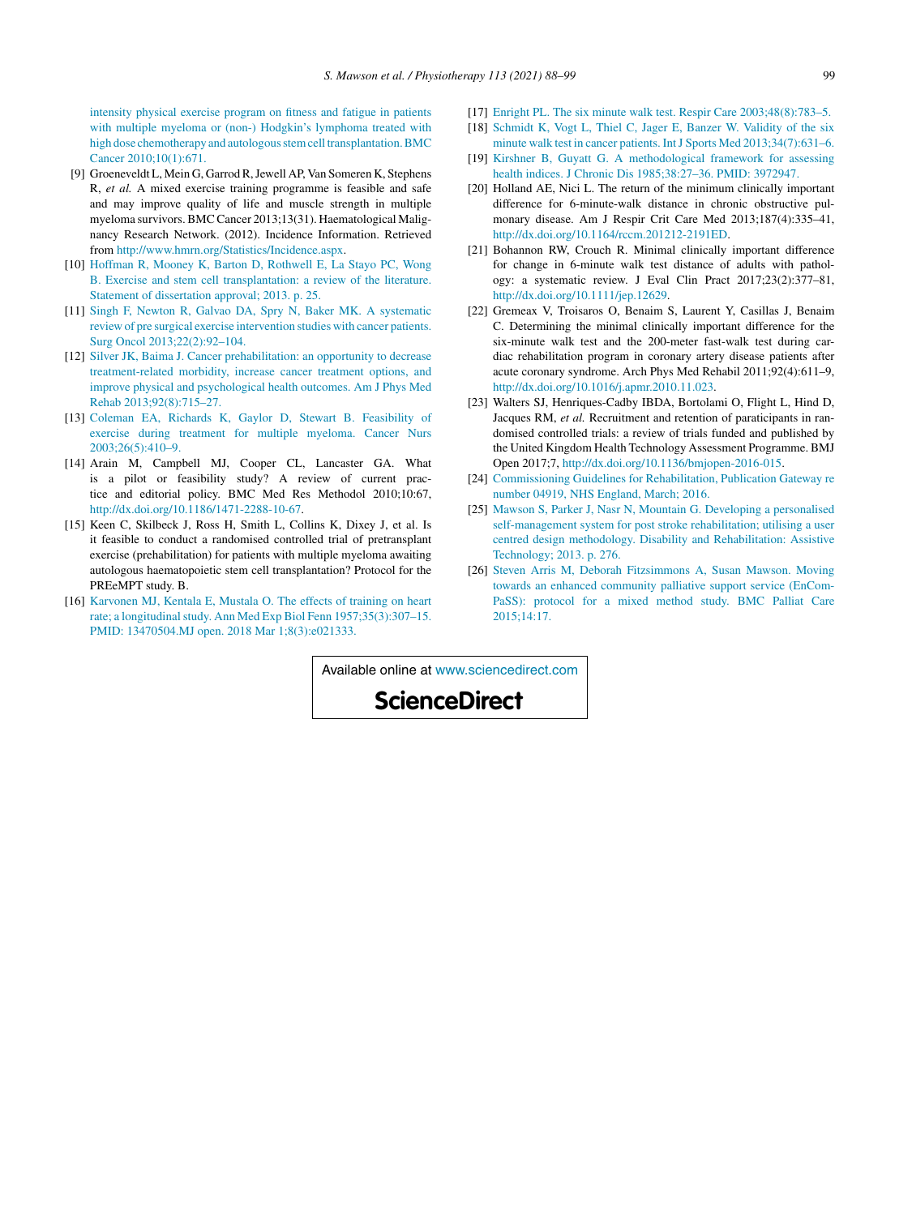intensity physical exercise program on fitness and fatigue in patients with multiple myeloma or (non-) Hodgkin's lymphoma treated with high dose chemotherapy and autologous stem cell transplantation. BMC Cancer 2010;10(1):671.

[9] Groeneveldt L, Mein G, Garrod R, Jewell AP, Van Someren K, Stephens R, *et al.* A mixed exercise training programme is feasible and safe and may improve quality of life and muscle strength in multiple myeloma survivors. BMC Cancer 2013;13(31). Haematological Malignancy Research Network. (2012). Incidence Information. Retrieved from http://www.hmrn.org/Statistics/Incidence.aspx.

[10] Hoffman R, Mooney K, Barton D, Rothwell E, La Stayo PC, Wong B. Exercise and stem cell transplantation: a review of the literature. Statement of dissertation approval; 2013. p. 25.

[11] Singh F, Newton R, Galvao DA, Spry N, Baker MK. A systematic review of pre surgical exercise intervention studies with cancer patients. Surg Oncol 2013;22(2):92–104.

[12] Silver JK, Baima J. Cancer prehabilitation: an opportunity to decrease treatment-related morbidity, increase cancer treatment options, and improve physical and psychological health outcomes. Am J Phys Med Rehab 2013;92(8):715–27.

[13] Coleman EA, Richards K, Gaylor D, Stewart B. Feasibility of exercise during treatment for multiple myeloma. Cancer Nurs 2003;26(5):410–9.

[14] Arain M, Campbell MJ, Cooper CL, Lancaster GA. What is a pilot or feasibility study? A review of current practice and editorial policy. BMC Med Res Methodol 2010;10:67, http://dx.doi.org/10.1186/1471-2288-10-67.

[15] Keen C, Skilbeck J, Ross H, Smith L, Collins K, Dixey J, et al. Is it feasible to conduct a randomised controlled trial of pretransplant exercise (prehabilitation) for patients with multiple myeloma awaiting autologous haematopoietic stem cell transplantation? Protocol for the PREeMPT study. B.

[16] Karvonen MJ, Kentala E, Mustala O. The effects of training on heart rate; a longitudinal study. Ann Med Exp Biol Fenn 1957;35(3):307–15. PMID: 13470504.MJ open. 2018 Mar 1;8(3):e021333.

[17] Enright PL. The six minute walk test. Respir Care 2003;48(8):783–5.

[18] Schmidt K, Vogt L, Thiel C, Jager E, Banzer W. Validity of the six minute walk test in cancer patients. Int J Sports Med 2013;34(7):631–6.

[19] Kirshner B, Guyatt G. A methodological framework for assessing health indices. J Chronic Dis 1985;38:27–36. PMID: 3972947.

[20] Holland AE, Nici L. The return of the minimum clinically important difference for 6-minute-walk distance in chronic obstructive pulmonary disease. Am J Respir Crit Care Med 2013;187(4):335–41, http://dx.doi.org/10.1164/rccm.201212-2191ED.

[21] Bohannon RW, Crouch R. Minimal clinically important difference for change in 6-minute walk test distance of adults with pathology: a systematic review. J Eval Clin Pract 2017;23(2):377–81, http://dx.doi.org/10.1111/jep.12629.

[22] Gremeaux V, Troisaros O, Benaim S, Laurent Y, Casillas J, Benaim C. Determining the minimal clinically important difference for the six-minute walk test and the 200-meter fast-walk test during cardiac rehabilitation program in coronary artery disease patients after acute coronary syndrome. Arch Phys Med Rehabil 2011;92(4):611–9, http://dx.doi.org/10.1016/j.apmr.2010.11.023.

[23] Walters SJ, Henriques-Cadby IBDA, Bortolami O, Flight L, Hind D, Jacques RM, *et al.* Recruitment and retention of paraticipants in randomised controlled trials: a review of trials funded and published by the United Kingdom Health Technology Assessment Programme. BMJ Open 2017;7, http://dx.doi.org/10.1136/bmjopen-2016-015.

[24] Commissioning Guidelines for Rehabilitation, Publication Gateway re number 04919, NHS England, March; 2016.

[25] Mawson S, Parker J, Nasr N, Mountain G. Developing a personalised self-management system for post stroke rehabilitation; utilising a user centred design methodology. Disability and Rehabilitation: Assistive Technology; 2013. p. 276.

[26] Steven Arris M, Deborah Fitzsimmons A, Susan Mawson. Moving towards an enhanced community palliative support service (EnComPaSS): protocol for a mixed method study. BMC Palliat Care 2015;14:17.

Available online at www.sciencedirect.com

**ScienceDirect**